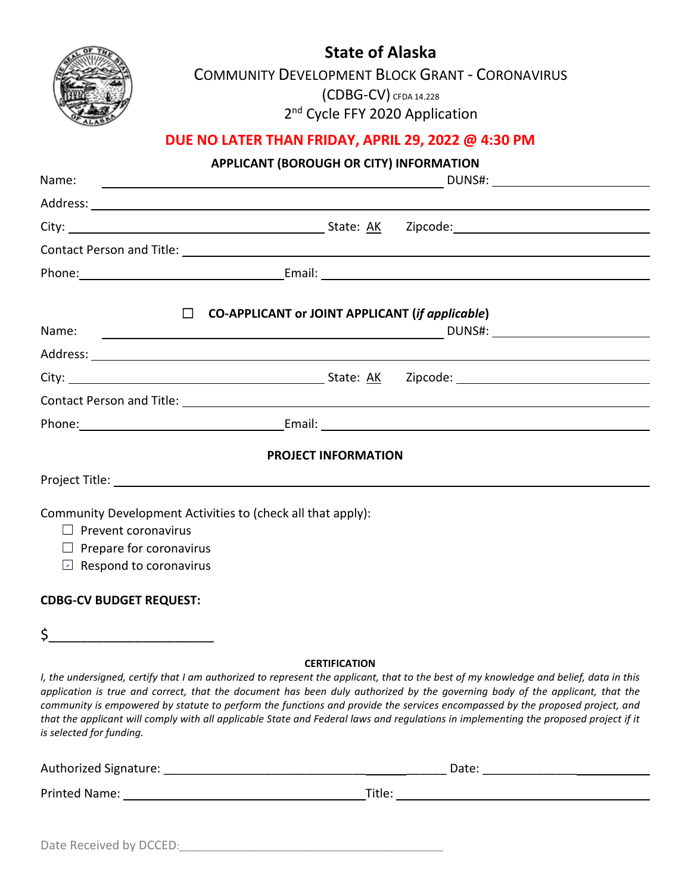# State of Alaska

## COMMUNITY DEVELOPMENT BLOCK GRANT - CORONAVIRUS

## (CDBG-CV) CFDA 14.228

## 2nd Cycle FFY 2020 Application

**DUE NO LATER THAN FRIDAY, APRIL 29, 2022 @ 4:30 PM**

### APPLICANT (BOROUGH OR CITY) INFORMATION

Name: ______________________________ DUNS#: ______________

Address: ______________________________

City: ______________________________ State: AK Zipcode: ______________

Contact Person and Title: ______________________________

Phone: ______________ Email: ______________________________

### ☐ CO-APPLICANT or JOINT APPLICANT (*if applicable*)

Name: ______________________________ DUNS#: ______________

Address: ______________________________

City: ______________________________ State: AK Zipcode: ______________

Contact Person and Title: ______________________________

Phone: ______________ Email: ______________________________

### PROJECT INFORMATION

Project Title: ______________________________

Community Development Activities to (check all that apply):

- ☐ Prevent coronavirus
- ☐ Prepare for coronavirus
- ☑ Respond to coronavirus

**CDBG-CV BUDGET REQUEST:**

$______________________

**CERTIFICATION**

*I, the undersigned, certify that I am authorized to represent the applicant, that to the best of my knowledge and belief, data in this application is true and correct, that the document has been duly authorized by the governing body of the applicant, that the community is empowered by statute to perform the functions and provide the services encompassed by the proposed project, and that the applicant will comply with all applicable State and Federal laws and regulations in implementing the proposed project if it is selected for funding.*

Authorized Signature: ______________________________ Date: ______________

Printed Name: ______________________________ Title: ______________

Date Received by DCCED: ______________________________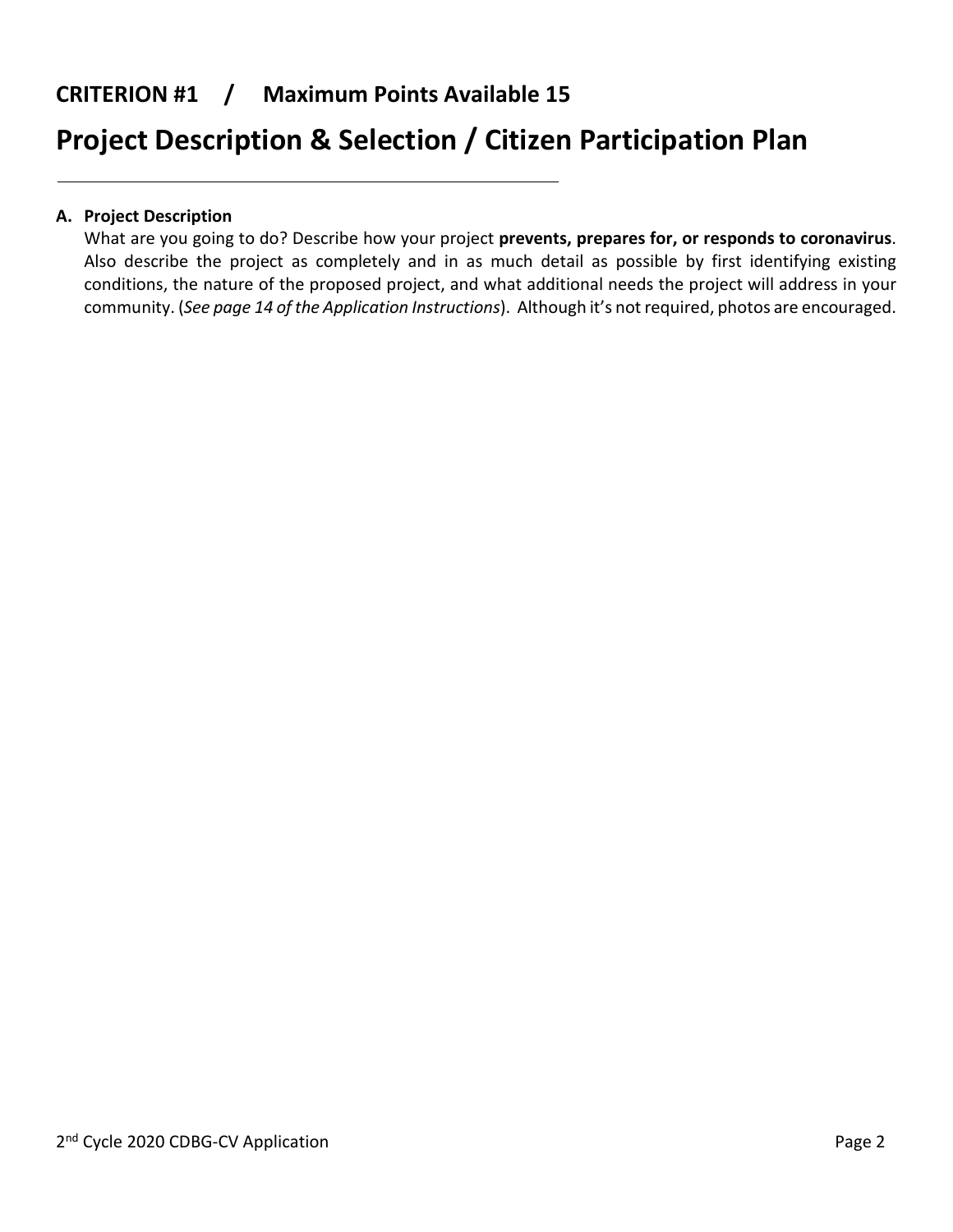## CRITERION #1 / Maximum Points Available 15

# Project Description & Selection / Citizen Participation Plan

**A. Project Description**

What are you going to do? Describe how your project **prevents, prepares for, or responds to coronavirus**. Also describe the project as completely and in as much detail as possible by first identifying existing conditions, the nature of the proposed project, and what additional needs the project will address in your community. (*See page 14 of the Application Instructions*). Although it's not required, photos are encouraged.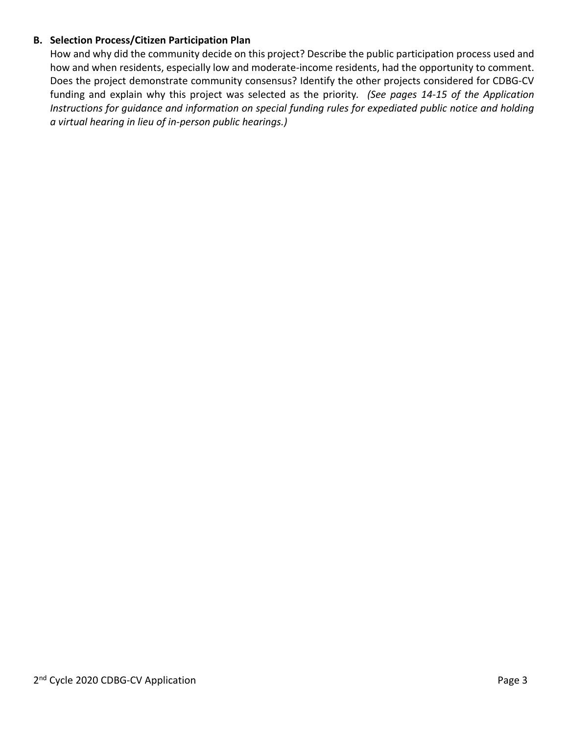**B. Selection Process/Citizen Participation Plan**

How and why did the community decide on this project? Describe the public participation process used and how and when residents, especially low and moderate-income residents, had the opportunity to comment. Does the project demonstrate community consensus? Identify the other projects considered for CDBG-CV funding and explain why this project was selected as the priority. *(See pages 14-15 of the Application Instructions for guidance and information on special funding rules for expediated public notice and holding a virtual hearing in lieu of in-person public hearings.)*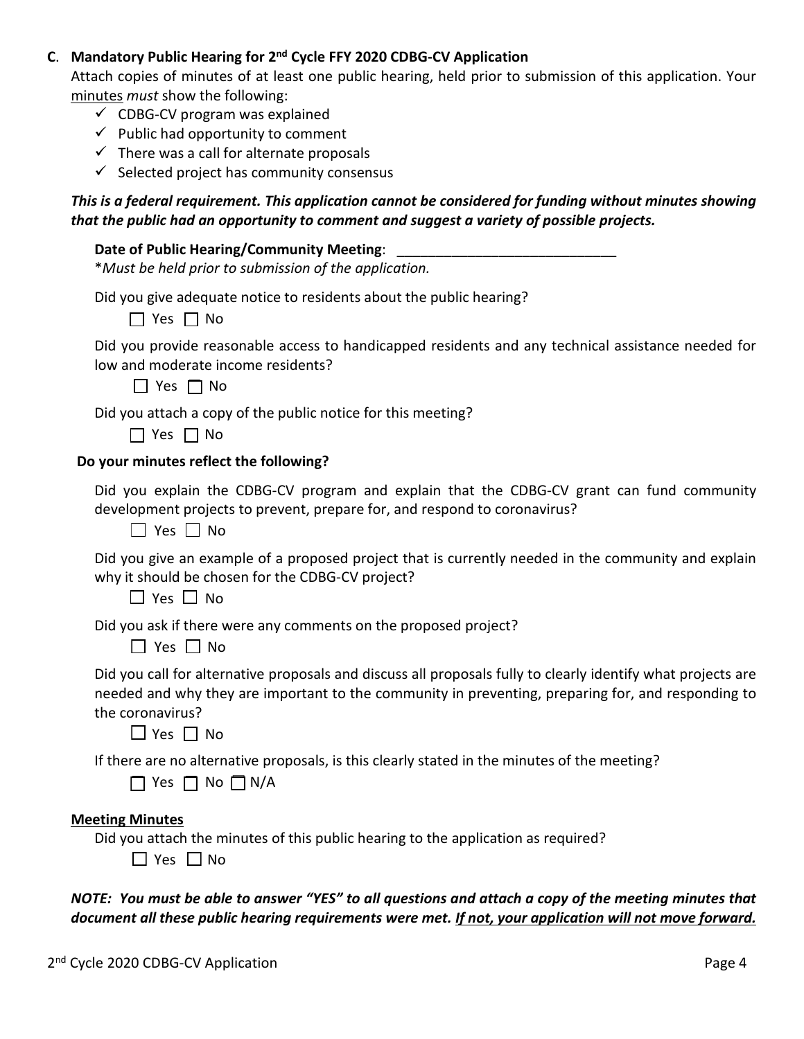**C**. **Mandatory Public Hearing for 2nd Cycle FFY 2020 CDBG-CV Application**

Attach copies of minutes of at least one public hearing, held prior to submission of this application. Your minutes *must* show the following:

- ✓ CDBG-CV program was explained
- ✓ Public had opportunity to comment
- ✓ There was a call for alternate proposals
- ✓ Selected project has community consensus

***This is a federal requirement. This application cannot be considered for funding without minutes showing that the public had an opportunity to comment and suggest a variety of possible projects.***

**Date of Public Hearing/Community Meeting**: ____________________________

*\*Must be held prior to submission of the application.*

Did you give adequate notice to residents about the public hearing?

☐ Yes ☐ No

Did you provide reasonable access to handicapped residents and any technical assistance needed for low and moderate income residents?

☐ Yes ☐ No

Did you attach a copy of the public notice for this meeting?

☐ Yes ☐ No

**Do your minutes reflect the following?**

Did you explain the CDBG-CV program and explain that the CDBG-CV grant can fund community development projects to prevent, prepare for, and respond to coronavirus?

☐ Yes ☐ No

Did you give an example of a proposed project that is currently needed in the community and explain why it should be chosen for the CDBG-CV project?

☐ Yes ☐ No

Did you ask if there were any comments on the proposed project?

☐ Yes ☐ No

Did you call for alternative proposals and discuss all proposals fully to clearly identify what projects are needed and why they are important to the community in preventing, preparing for, and responding to the coronavirus?

☐ Yes ☐ No

If there are no alternative proposals, is this clearly stated in the minutes of the meeting?

☐ Yes ☐ No ☐ N/A

**Meeting Minutes**

Did you attach the minutes of this public hearing to the application as required?

☐ Yes ☐ No

***NOTE: You must be able to answer "YES" to all questions and attach a copy of the meeting minutes that document all these public hearing requirements were met. If not, your application will not move forward.***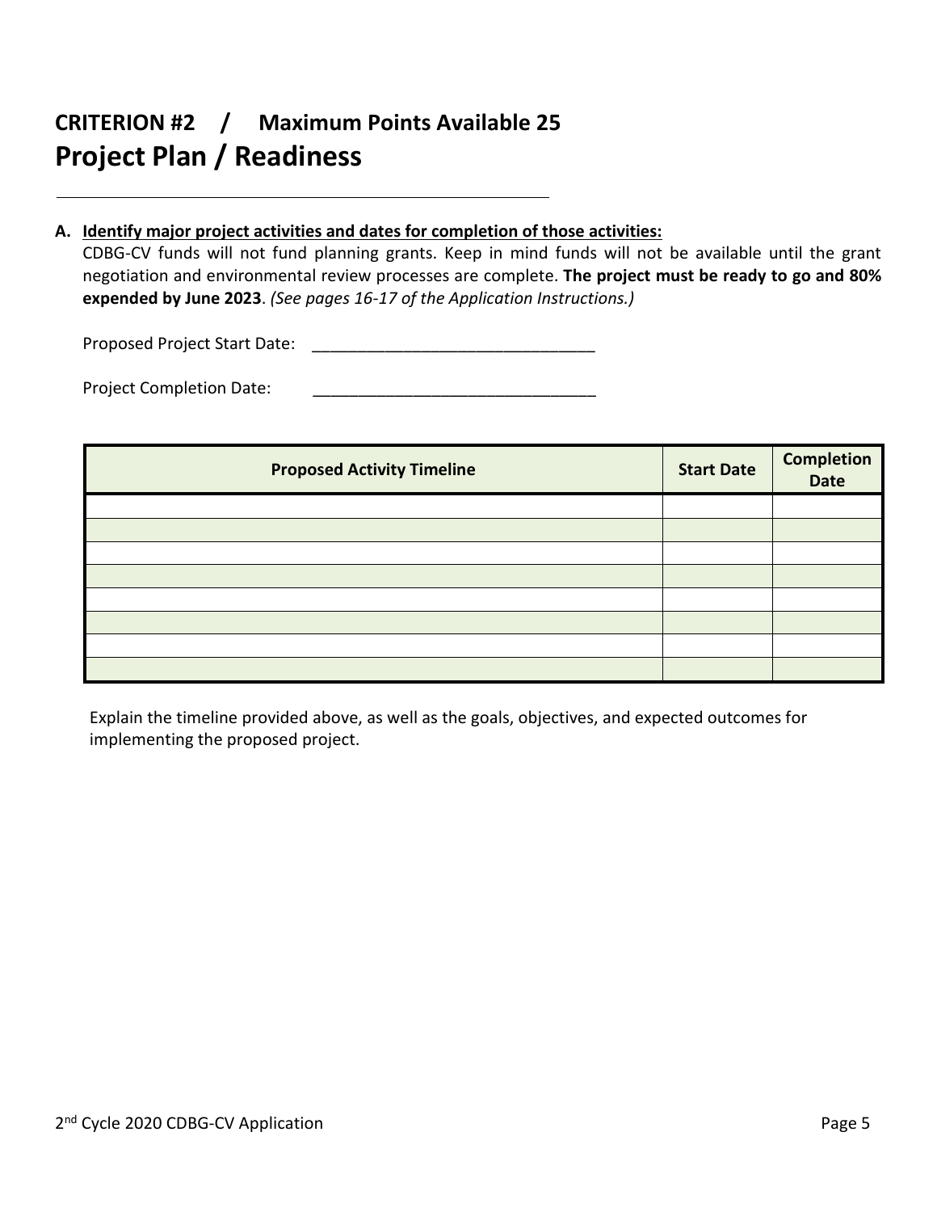# CRITERION #2 / Maximum Points Available 25

# Project Plan / Readiness

**A. Identify major project activities and dates for completion of those activities:**

CDBG-CV funds will not fund planning grants. Keep in mind funds will not be available until the grant negotiation and environmental review processes are complete. **The project must be ready to go and 80% expended by June 2023**. *(See pages 16-17 of the Application Instructions.)*

Proposed Project Start Date: _______________________________

Project Completion Date: _______________________________

| Proposed Activity Timeline | Start Date | Completion Date |
|---|---|---|
| | | |
| | | |
| | | |
| | | |
| | | |
| | | |
| | | |
| | | |

Explain the timeline provided above, as well as the goals, objectives, and expected outcomes for implementing the proposed project.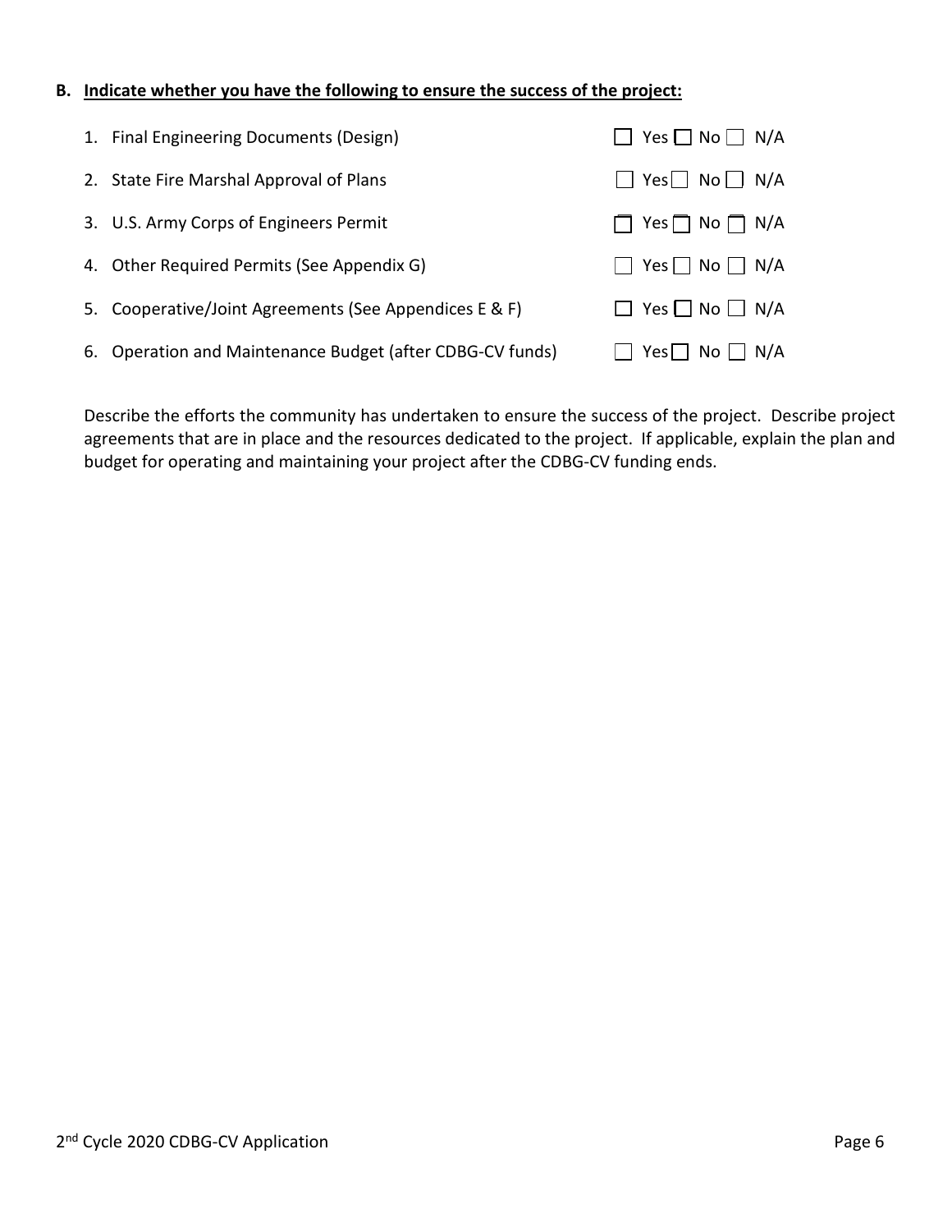**B. Indicate whether you have the following to ensure the success of the project:**

1. Final Engineering Documents (Design) ☐ Yes ☐ No ☐ N/A
2. State Fire Marshal Approval of Plans ☐ Yes ☐ No ☐ N/A
3. U.S. Army Corps of Engineers Permit ☐ Yes ☐ No ☐ N/A
4. Other Required Permits (See Appendix G) ☐ Yes ☐ No ☐ N/A
5. Cooperative/Joint Agreements (See Appendices E & F) ☐ Yes ☐ No ☐ N/A
6. Operation and Maintenance Budget (after CDBG-CV funds) ☐ Yes ☐ No ☐ N/A

Describe the efforts the community has undertaken to ensure the success of the project. Describe project agreements that are in place and the resources dedicated to the project. If applicable, explain the plan and budget for operating and maintaining your project after the CDBG-CV funding ends.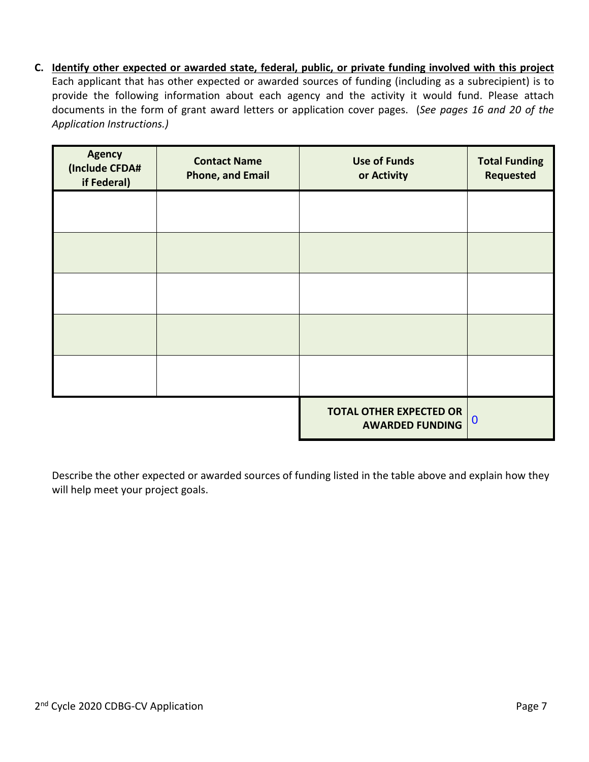**C. <u>Identify other expected or awarded state, federal, public, or private funding involved with this project</u>**

Each applicant that has other expected or awarded sources of funding (including as a subrecipient) is to provide the following information about each agency and the activity it would fund. Please attach documents in the form of grant award letters or application cover pages. (*See pages 16 and 20 of the Application Instructions.)*

| Agency (Include CFDA# if Federal) | Contact Name Phone, and Email | Use of Funds or Activity | Total Funding Requested |
|---|---|---|---|
| | | | |
| | | | |
| | | | |
| | | | |
| | | | |
| | | **TOTAL OTHER EXPECTED OR AWARDED FUNDING** | 0 |

Describe the other expected or awarded sources of funding listed in the table above and explain how they will help meet your project goals.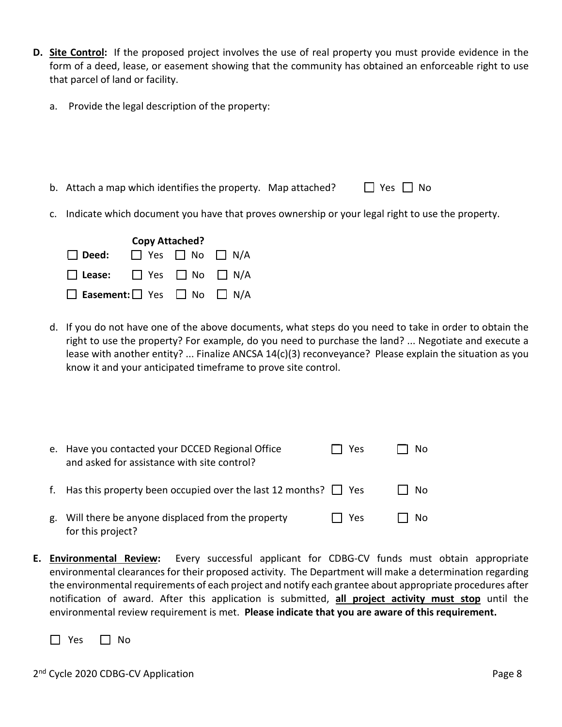**D. <u>Site Control</u>:** If the proposed project involves the use of real property you must provide evidence in the form of a deed, lease, or easement showing that the community has obtained an enforceable right to use that parcel of land or facility.

a. Provide the legal description of the property:

b. Attach a map which identifies the property. Map attached? ☐ Yes ☐ No

c. Indicate which document you have that proves ownership or your legal right to use the property.

| | Copy Attached? |
|---|---|
| ☐ **Deed:** | ☐ Yes ☐ No ☐ N/A |
| ☐ **Lease:** | ☐ Yes ☐ No ☐ N/A |
| ☐ **Easement:** | ☐ Yes ☐ No ☐ N/A |

d. If you do not have one of the above documents, what steps do you need to take in order to obtain the right to use the property? For example, do you need to purchase the land? ... Negotiate and execute a lease with another entity? ... Finalize ANCSA 14(c)(3) reconveyance? Please explain the situation as you know it and your anticipated timeframe to prove site control.

e. Have you contacted your DCCED Regional Office and asked for assistance with site control? ☐ Yes ☐ No

f. Has this property been occupied over the last 12 months? ☐ Yes ☐ No

g. Will there be anyone displaced from the property for this project? ☐ Yes ☐ No

**E. <u>Environmental Review</u>:** Every successful applicant for CDBG-CV funds must obtain appropriate environmental clearances for their proposed activity. The Department will make a determination regarding the environmental requirements of each project and notify each grantee about appropriate procedures after notification of award. After this application is submitted, **<u>all project activity must stop</u>** until the environmental review requirement is met. **Please indicate that you are aware of this requirement.**

☐ Yes ☐ No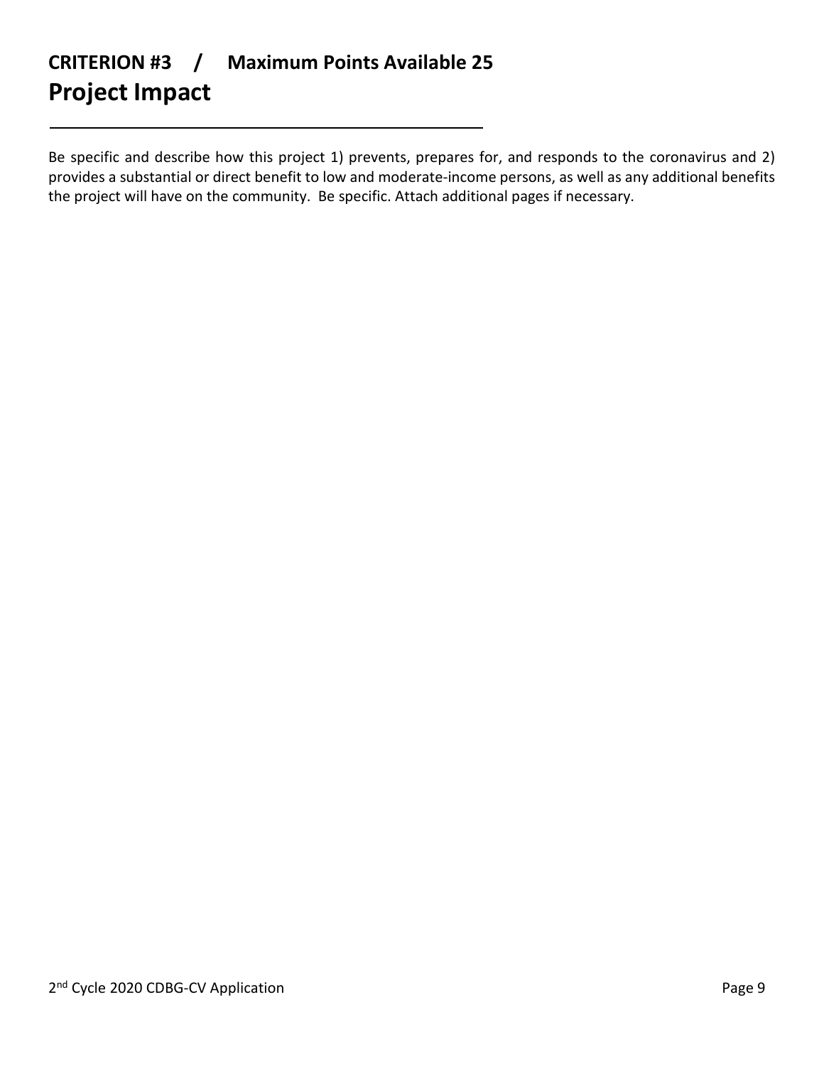## CRITERION #3 / Maximum Points Available 25

# Project Impact

---

Be specific and describe how this project 1) prevents, prepares for, and responds to the coronavirus and 2) provides a substantial or direct benefit to low and moderate-income persons, as well as any additional benefits the project will have on the community. Be specific. Attach additional pages if necessary.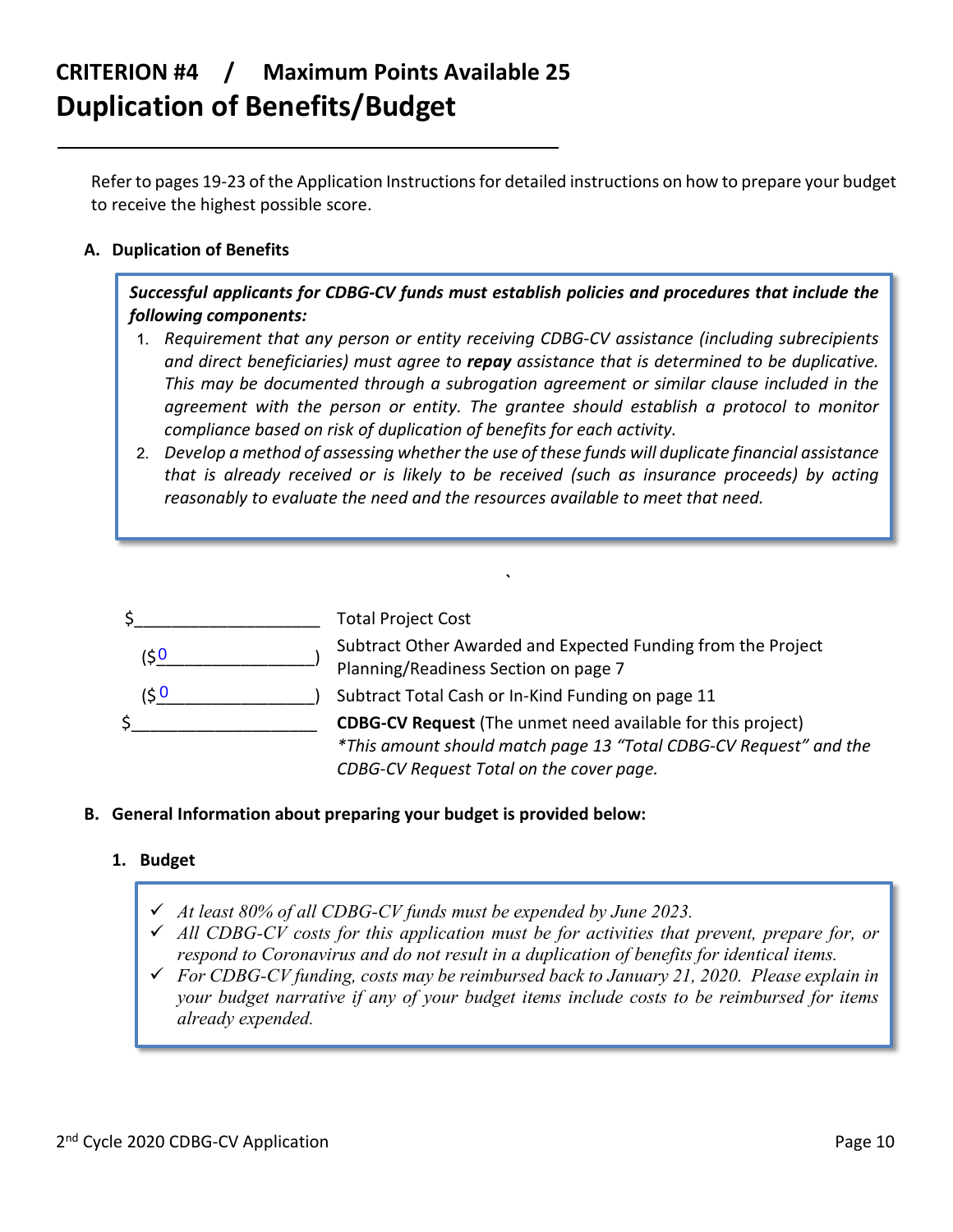# CRITERION #4 / Maximum Points Available 25

# Duplication of Benefits/Budget

Refer to pages 19-23 of the Application Instructions for detailed instructions on how to prepare your budget to receive the highest possible score.

**A. Duplication of Benefits**

> ***Successful applicants for CDBG-CV funds must establish policies and procedures that include the following components:***
>
> 1. *Requirement that any person or entity receiving CDBG-CV assistance (including subrecipients and direct beneficiaries) must agree to **repay** assistance that is determined to be duplicative. This may be documented through a subrogation agreement or similar clause included in the agreement with the person or entity. The grantee should establish a protocol to monitor compliance based on risk of duplication of benefits for each activity.*
> 2. *Develop a method of assessing whether the use of these funds will duplicate financial assistance that is already received or is likely to be received (such as insurance proceeds) by acting reasonably to evaluate the need and the resources available to meet that need.*

| Amount | Item |
|---|---|
| $\_\_\_\_\_\_\_\_\_\_\_\_\_\_\_\_\_\_\_\_ | Total Project Cost |
| ($0\_\_\_\_\_\_\_\_\_\_\_\_\_\_\_\_) | Subtract Other Awarded and Expected Funding from the Project Planning/Readiness Section on page 7 |
| ($0\_\_\_\_\_\_\_\_\_\_\_\_\_\_\_\_) | Subtract Total Cash or In-Kind Funding on page 11 |
| $\_\_\_\_\_\_\_\_\_\_\_\_\_\_\_\_\_\_\_\_ | **CDBG-CV Request** (The unmet need available for this project) *\*This amount should match page 13 "Total CDBG-CV Request" and the CDBG-CV Request Total on the cover page.* |

**B. General Information about preparing your budget is provided below:**

**1. Budget**

> - ✓ *At least 80% of all CDBG-CV funds must be expended by June 2023.*
> - ✓ *All CDBG-CV costs for this application must be for activities that prevent, prepare for, or respond to Coronavirus and do not result in a duplication of benefits for identical items.*
> - ✓ *For CDBG-CV funding, costs may be reimbursed back to January 21, 2020. Please explain in your budget narrative if any of your budget items include costs to be reimbursed for items already expended.*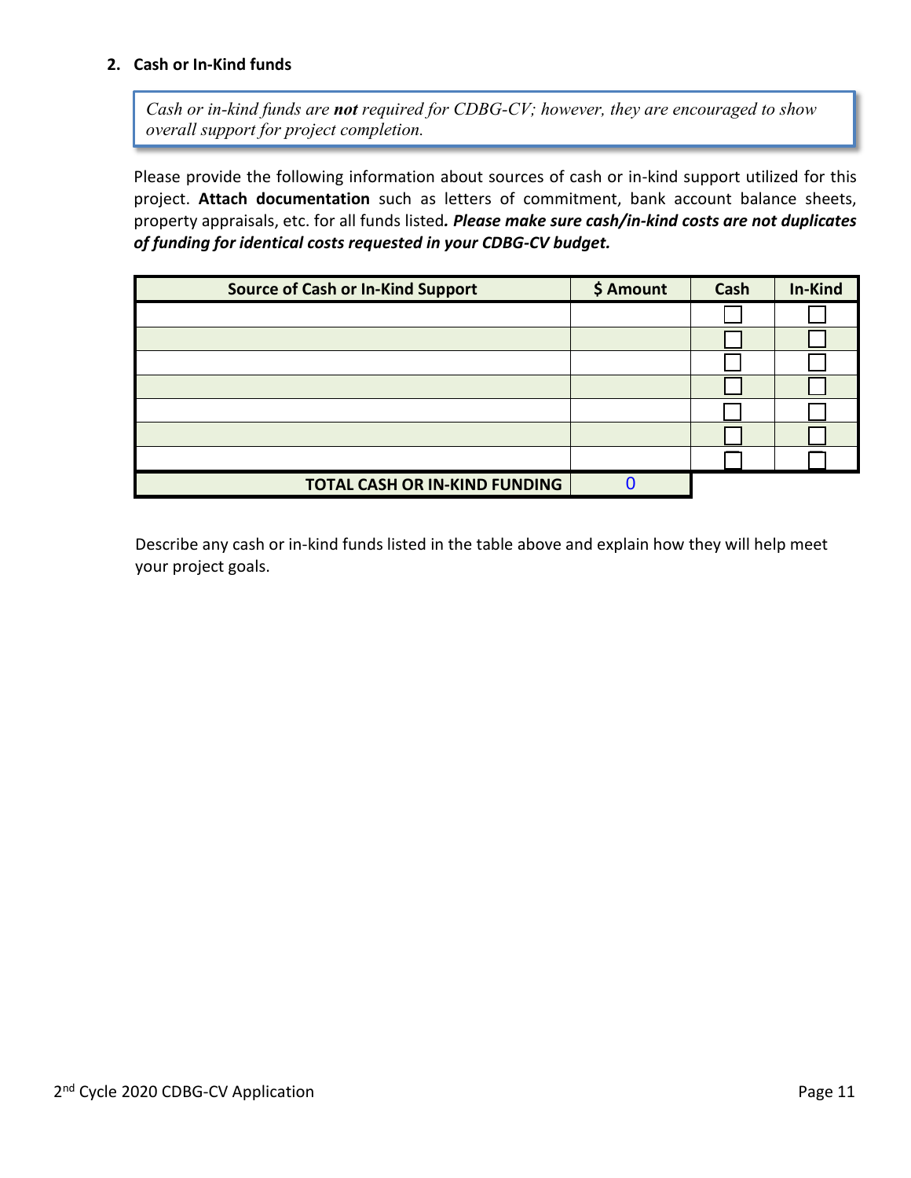**2. Cash or In-Kind funds**

*Cash or in-kind funds are* ***not*** *required for CDBG-CV; however, they are encouraged to show overall support for project completion.*

Please provide the following information about sources of cash or in-kind support utilized for this project. **Attach documentation** such as letters of commitment, bank account balance sheets, property appraisals, etc. for all funds listed***. Please make sure cash/in-kind costs are not duplicates of funding for identical costs requested in your CDBG-CV budget.***

| Source of Cash or In-Kind Support | $ Amount | Cash | In-Kind |
|---|---|---|---|
| | | ☐ | ☐ |
| | | ☐ | ☐ |
| | | ☐ | ☐ |
| | | ☐ | ☐ |
| | | ☐ | ☐ |
| | | ☐ | ☐ |
| | | ☐ | ☐ |
| **TOTAL CASH OR IN-KIND FUNDING** | 0 | | |

Describe any cash or in-kind funds listed in the table above and explain how they will help meet your project goals.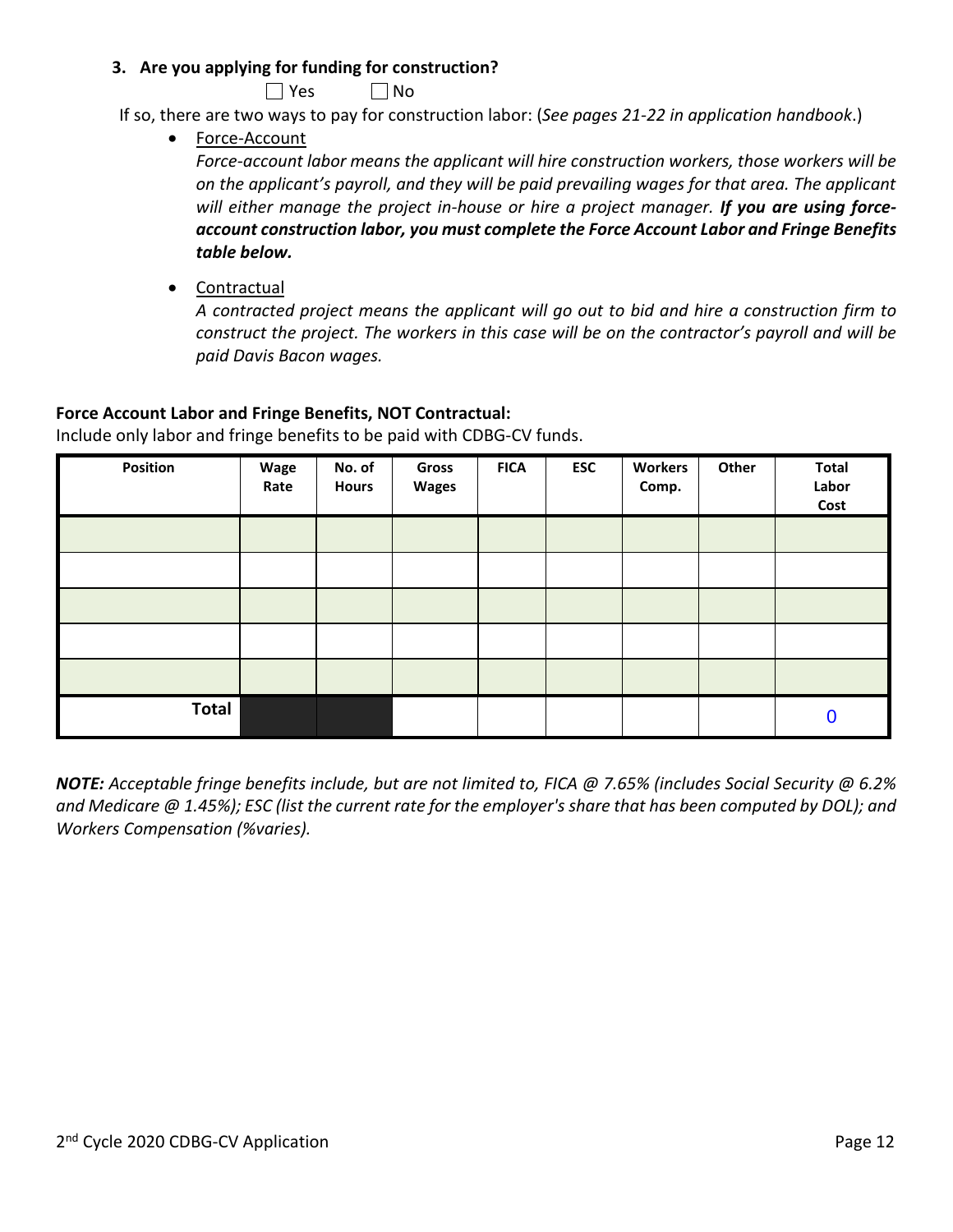**3. Are you applying for funding for construction?**

☐ Yes ☐ No

If so, there are two ways to pay for construction labor: (*See pages 21-22 in application handbook*.)

- Force-Account

  *Force-account labor means the applicant will hire construction workers, those workers will be on the applicant's payroll, and they will be paid prevailing wages for that area. The applicant will either manage the project in-house or hire a project manager.* ***If you are using force-account construction labor, you must complete the Force Account Labor and Fringe Benefits table below.***

- Contractual

  *A contracted project means the applicant will go out to bid and hire a construction firm to construct the project. The workers in this case will be on the contractor's payroll and will be paid Davis Bacon wages.*

**Force Account Labor and Fringe Benefits, NOT Contractual:**

Include only labor and fringe benefits to be paid with CDBG-CV funds.

| Position | Wage Rate | No. of Hours | Gross Wages | FICA | ESC | Workers Comp. | Other | Total Labor Cost |
|---|---|---|---|---|---|---|---|---|
| | | | | | | | | |
| | | | | | | | | |
| | | | | | | | | |
| | | | | | | | | |
| | | | | | | | | |
| **Total** | | | | | | | | 0 |

***NOTE:*** *Acceptable fringe benefits include, but are not limited to, FICA @ 7.65% (includes Social Security @ 6.2% and Medicare @ 1.45%); ESC (list the current rate for the employer's share that has been computed by DOL); and Workers Compensation (%varies).*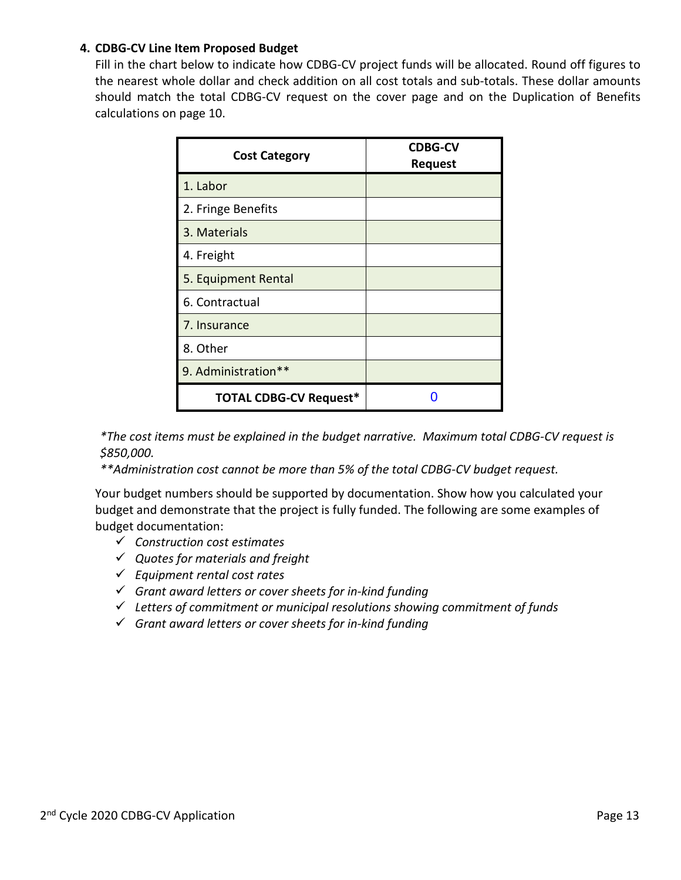**4. CDBG-CV Line Item Proposed Budget**

Fill in the chart below to indicate how CDBG-CV project funds will be allocated. Round off figures to the nearest whole dollar and check addition on all cost totals and sub-totals. These dollar amounts should match the total CDBG-CV request on the cover page and on the Duplication of Benefits calculations on page 10.

| Cost Category | CDBG-CV Request |
|---|---|
| 1. Labor | |
| 2. Fringe Benefits | |
| 3. Materials | |
| 4. Freight | |
| 5. Equipment Rental | |
| 6. Contractual | |
| 7. Insurance | |
| 8. Other | |
| 9. Administration** | |
| **TOTAL CDBG-CV Request*** | 0 |

*\*The cost items must be explained in the budget narrative. Maximum total CDBG-CV request is $850,000.*

*\*\*Administration cost cannot be more than 5% of the total CDBG-CV budget request.*

Your budget numbers should be supported by documentation. Show how you calculated your budget and demonstrate that the project is fully funded. The following are some examples of budget documentation:

- ✓ *Construction cost estimates*
- ✓ *Quotes for materials and freight*
- ✓ *Equipment rental cost rates*
- ✓ *Grant award letters or cover sheets for in-kind funding*
- ✓ *Letters of commitment or municipal resolutions showing commitment of funds*
- ✓ *Grant award letters or cover sheets for in-kind funding*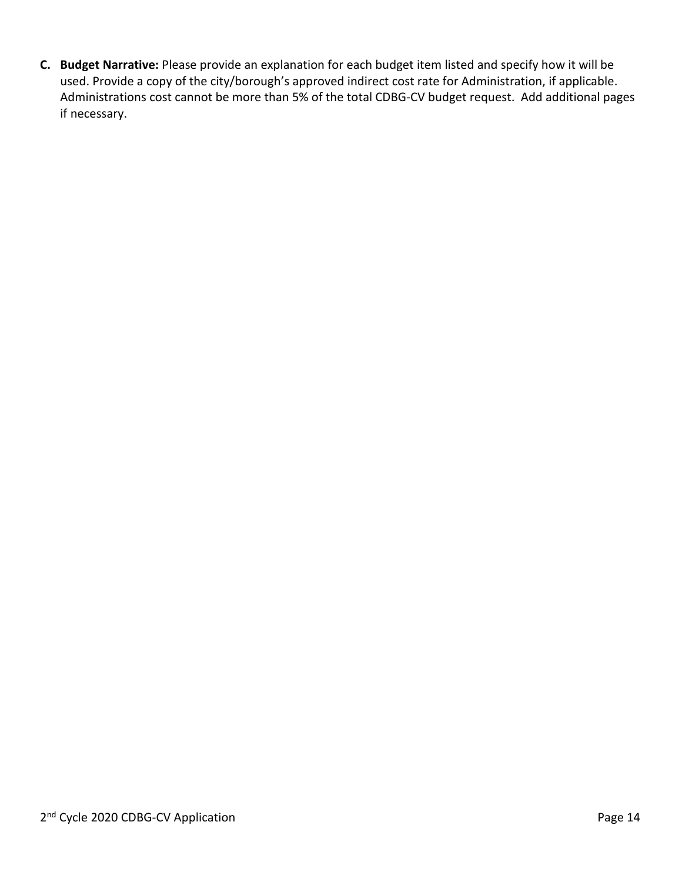**C. Budget Narrative:** Please provide an explanation for each budget item listed and specify how it will be used. Provide a copy of the city/borough's approved indirect cost rate for Administration, if applicable. Administrations cost cannot be more than 5% of the total CDBG-CV budget request. Add additional pages if necessary.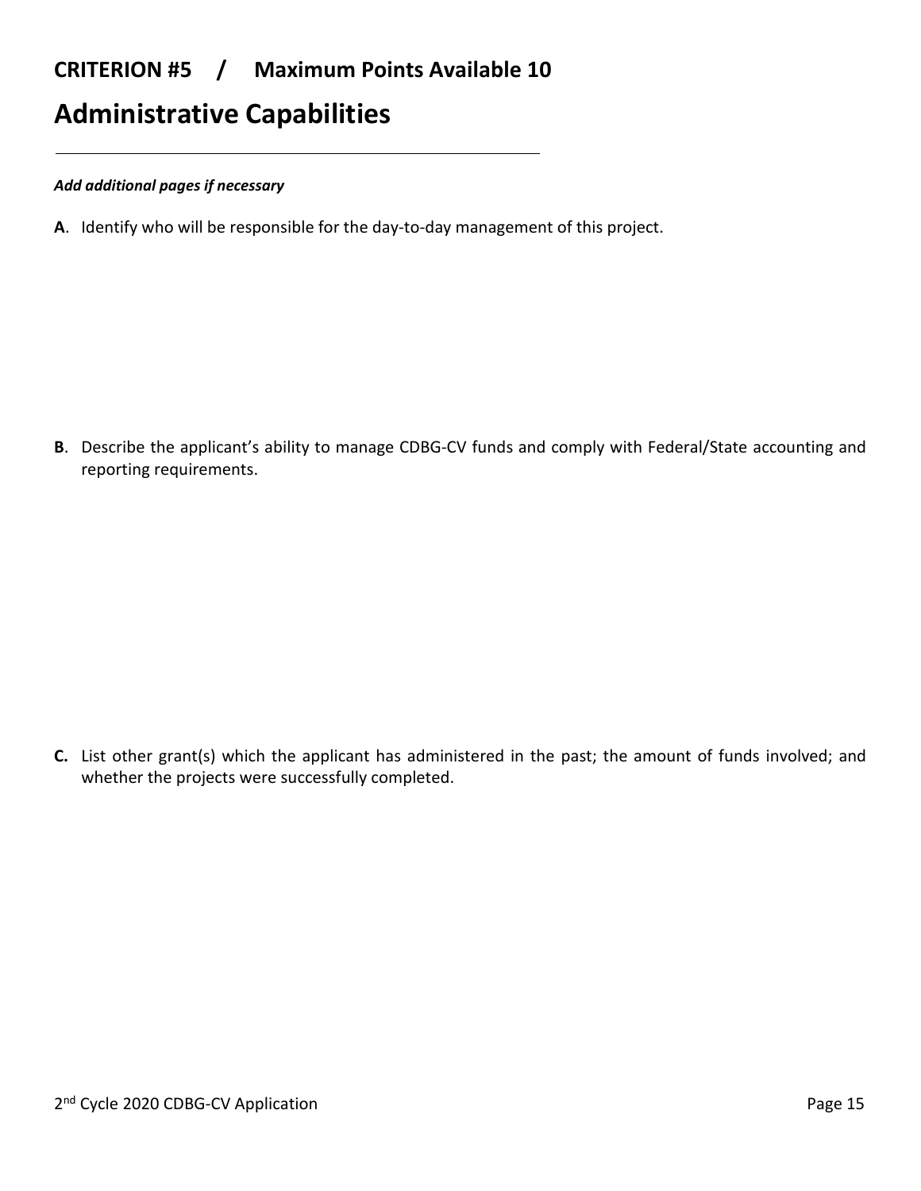## CRITERION #5 / Maximum Points Available 10

# Administrative Capabilities

***Add additional pages if necessary***

**A**. Identify who will be responsible for the day-to-day management of this project.

**B**. Describe the applicant's ability to manage CDBG-CV funds and comply with Federal/State accounting and reporting requirements.

**C.** List other grant(s) which the applicant has administered in the past; the amount of funds involved; and whether the projects were successfully completed.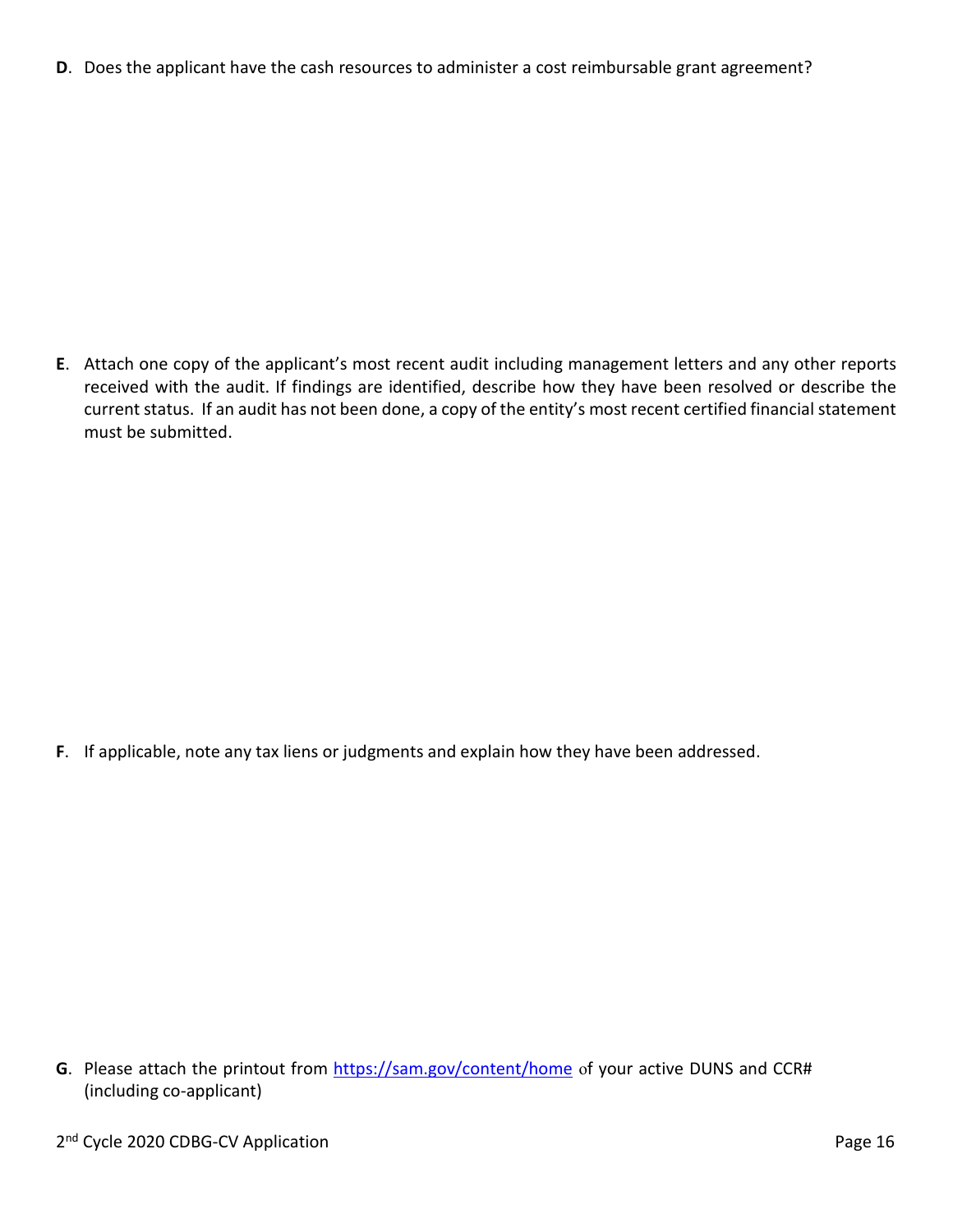**D**. Does the applicant have the cash resources to administer a cost reimbursable grant agreement?

**E**. Attach one copy of the applicant's most recent audit including management letters and any other reports received with the audit. If findings are identified, describe how they have been resolved or describe the current status. If an audit has not been done, a copy of the entity's most recent certified financial statement must be submitted.

**F**. If applicable, note any tax liens or judgments and explain how they have been addressed.

**G**. Please attach the printout from https://sam.gov/content/home of your active DUNS and CCR# (including co-applicant)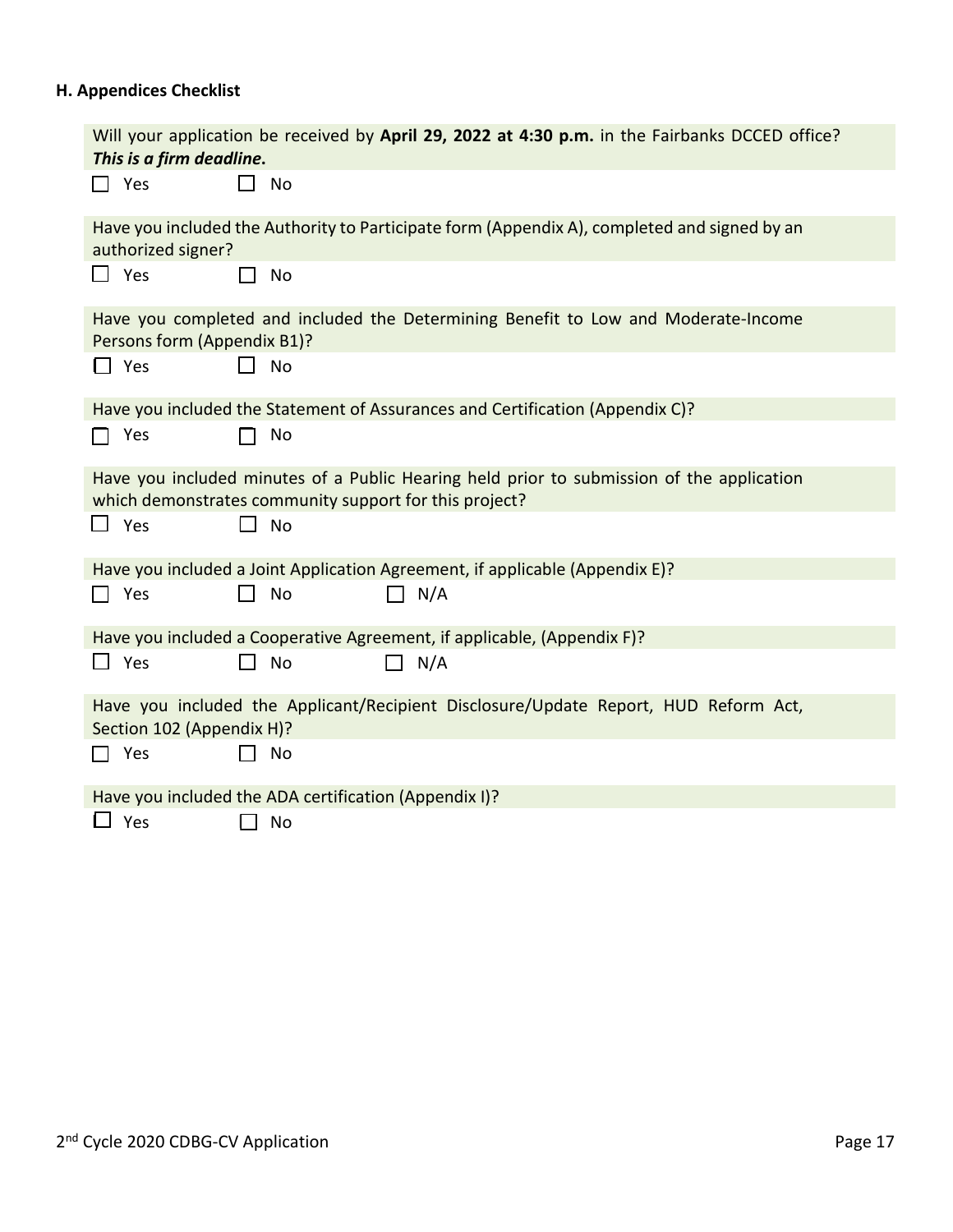### H. Appendices Checklist

Will your application be received by **April 29, 2022 at 4:30 p.m.** in the Fairbanks DCCED office? ***This is a firm deadline*.**

☐ Yes ☐ No

Have you included the Authority to Participate form (Appendix A), completed and signed by an authorized signer?

☐ Yes ☐ No

Have you completed and included the Determining Benefit to Low and Moderate-Income Persons form (Appendix B1)?

☐ Yes ☐ No

Have you included the Statement of Assurances and Certification (Appendix C)?

☐ Yes ☐ No

Have you included minutes of a Public Hearing held prior to submission of the application which demonstrates community support for this project?

☐ Yes ☐ No

Have you included a Joint Application Agreement, if applicable (Appendix E)?

☐ Yes ☐ No ☐ N/A

Have you included a Cooperative Agreement, if applicable, (Appendix F)?

☐ Yes ☐ No ☐ N/A

Have you included the Applicant/Recipient Disclosure/Update Report, HUD Reform Act, Section 102 (Appendix H)?

☐ Yes ☐ No

Have you included the ADA certification (Appendix I)?

☐ Yes ☐ No

2nd Cycle 2020 CDBG-CV Application